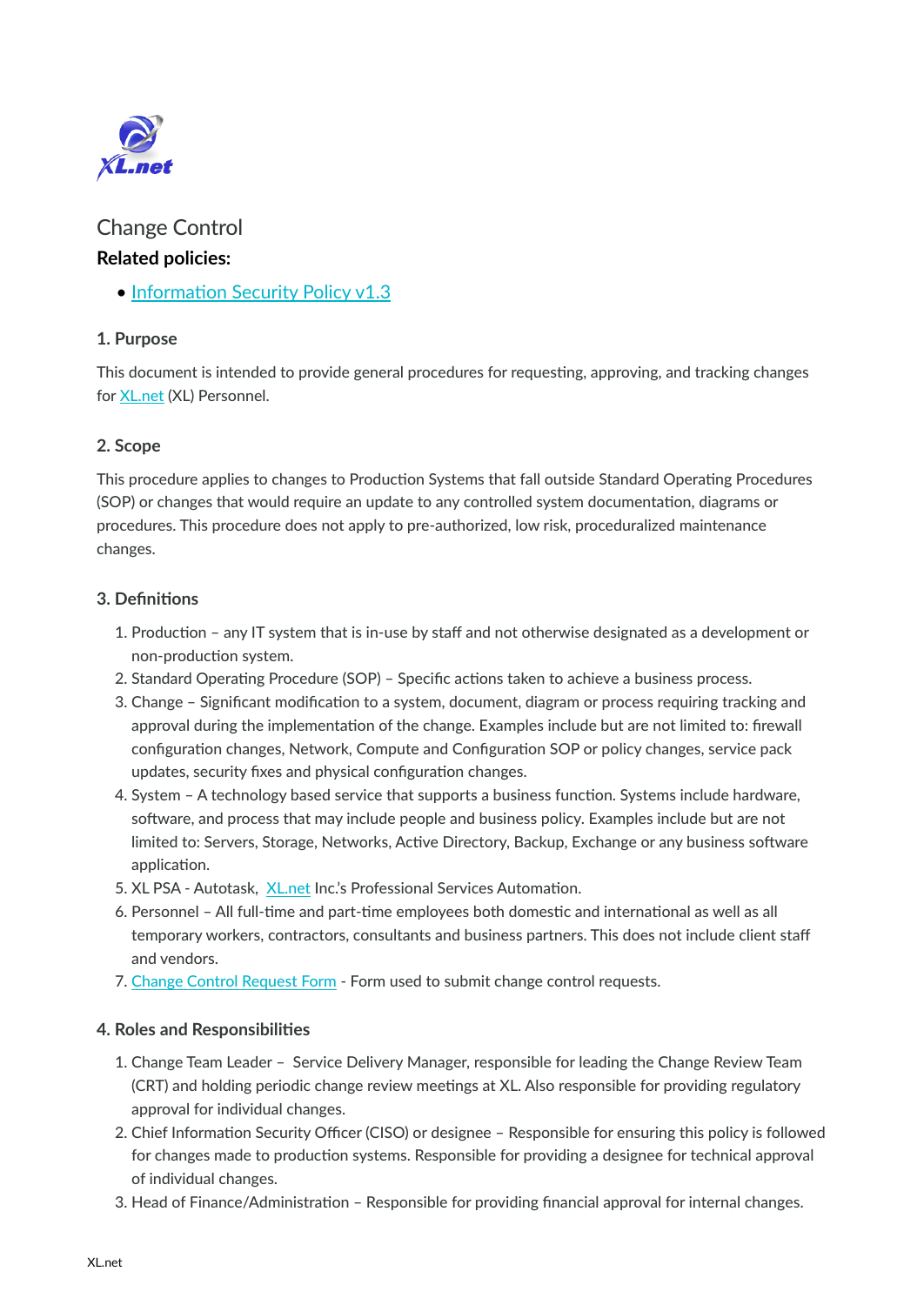# Change Control

**Related policies:**

- Information Security Policy v1.3

## 1. Purpose

This document is intended to provide general procedures for requesting, approving, and tracking changes for XL.net (XL) Personnel.

## 2. Scope

This procedure applies to changes to Production Systems that fall outside Standard Operating Procedures (SOP) or changes that would require an update to any controlled system documentation, diagrams or procedures. This procedure does not apply to pre-authorized, low risk, proceduralized maintenance changes.

## 3. Definitions

1. Production – any IT system that is in-use by staff and not otherwise designated as a development or non-production system.
2. Standard Operating Procedure (SOP) – Specific actions taken to achieve a business process.
3. Change – Significant modification to a system, document, diagram or process requiring tracking and approval during the implementation of the change. Examples include but are not limited to: firewall configuration changes, Network, Compute and Configuration SOP or policy changes, service pack updates, security fixes and physical configuration changes.
4. System – A technology based service that supports a business function. Systems include hardware, software, and process that may include people and business policy. Examples include but are not limited to: Servers, Storage, Networks, Active Directory, Backup, Exchange or any business software application.
5. XL PSA - Autotask, XL.net Inc.'s Professional Services Automation.
6. Personnel – All full-time and part-time employees both domestic and international as well as all temporary workers, contractors, consultants and business partners. This does not include client staff and vendors.
7. Change Control Request Form - Form used to submit change control requests.

## 4. Roles and Responsibilities

1. Change Team Leader – Service Delivery Manager, responsible for leading the Change Review Team (CRT) and holding periodic change review meetings at XL. Also responsible for providing regulatory approval for individual changes.
2. Chief Information Security Officer (CISO) or designee – Responsible for ensuring this policy is followed for changes made to production systems. Responsible for providing a designee for technical approval of individual changes.
3. Head of Finance/Administration – Responsible for providing financial approval for internal changes.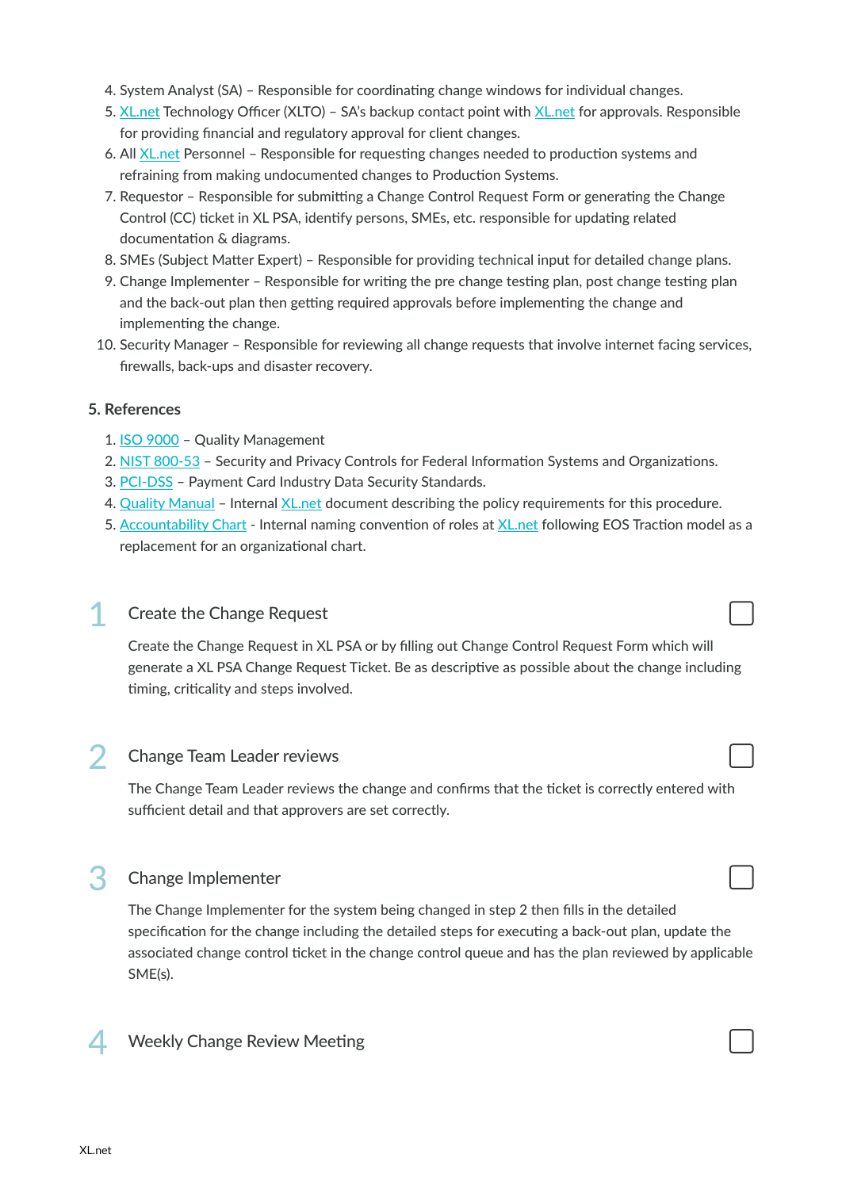4. System Analyst (SA) – Responsible for coordinating change windows for individual changes.
5. XL.net Technology Officer (XLTO) – SA's backup contact point with XL.net for approvals. Responsible for providing financial and regulatory approval for client changes.
6. All XL.net Personnel – Responsible for requesting changes needed to production systems and refraining from making undocumented changes to Production Systems.
7. Requestor – Responsible for submitting a Change Control Request Form or generating the Change Control (CC) ticket in XL PSA, identify persons, SMEs, etc. responsible for updating related documentation & diagrams.
8. SMEs (Subject Matter Expert) – Responsible for providing technical input for detailed change plans.
9. Change Implementer – Responsible for writing the pre change testing plan, post change testing plan and the back-out plan then getting required approvals before implementing the change and implementing the change.
10. Security Manager – Responsible for reviewing all change requests that involve internet facing services, firewalls, back-ups and disaster recovery.

### 5. References

1. ISO 9000 – Quality Management
2. NIST 800-53 – Security and Privacy Controls for Federal Information Systems and Organizations.
3. PCI-DSS – Payment Card Industry Data Security Standards.
4. Quality Manual – Internal XL.net document describing the policy requirements for this procedure.
5. Accountability Chart - Internal naming convention of roles at XL.net following EOS Traction model as a replacement for an organizational chart.

## 1 Create the Change Request

- [ ] 

Create the Change Request in XL PSA or by filling out Change Control Request Form which will generate a XL PSA Change Request Ticket. Be as descriptive as possible about the change including timing, criticality and steps involved.

## 2 Change Team Leader reviews

- [ ] 

The Change Team Leader reviews the change and confirms that the ticket is correctly entered with sufficient detail and that approvers are set correctly.

## 3 Change Implementer

- [ ] 

The Change Implementer for the system being changed in step 2 then fills in the detailed specification for the change including the detailed steps for executing a back-out plan, update the associated change control ticket in the change control queue and has the plan reviewed by applicable SME(s).

## 4 Weekly Change Review Meeting

- [ ]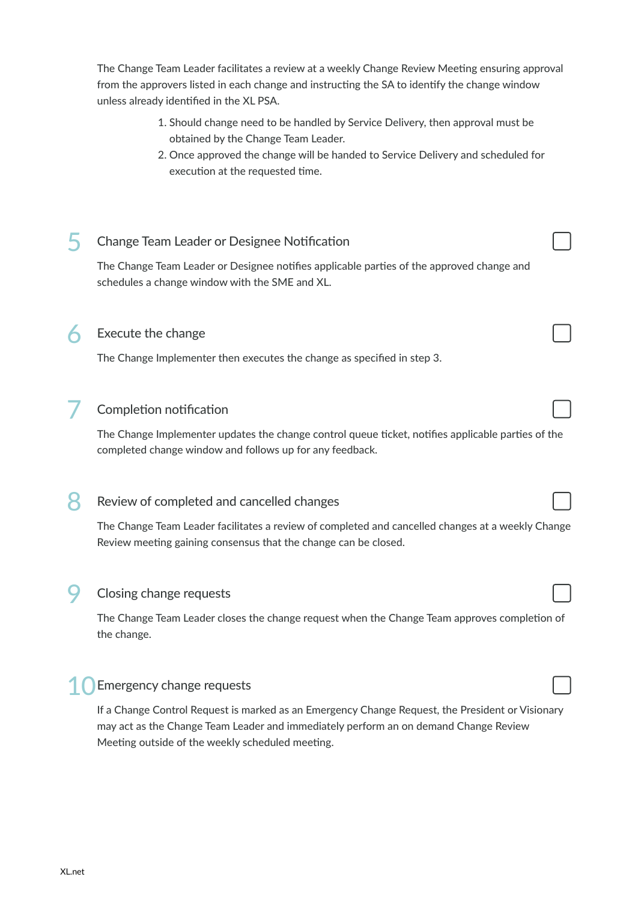The Change Team Leader facilitates a review at a weekly Change Review Meeting ensuring approval from the approvers listed in each change and instructing the SA to identify the change window unless already identified in the XL PSA.

1. Should change need to be handled by Service Delivery, then approval must be obtained by the Change Team Leader.
2. Once approved the change will be handed to Service Delivery and scheduled for execution at the requested time.

## 5 Change Team Leader or Designee Notification

The Change Team Leader or Designee notifies applicable parties of the approved change and schedules a change window with the SME and XL.

## 6 Execute the change

The Change Implementer then executes the change as specified in step 3.

## 7 Completion notification

The Change Implementer updates the change control queue ticket, notifies applicable parties of the completed change window and follows up for any feedback.

## 8 Review of completed and cancelled changes

The Change Team Leader facilitates a review of completed and cancelled changes at a weekly Change Review meeting gaining consensus that the change can be closed.

## 9 Closing change requests

The Change Team Leader closes the change request when the Change Team approves completion of the change.

## 10 Emergency change requests

If a Change Control Request is marked as an Emergency Change Request, the President or Visionary may act as the Change Team Leader and immediately perform an on demand Change Review Meeting outside of the weekly scheduled meeting.